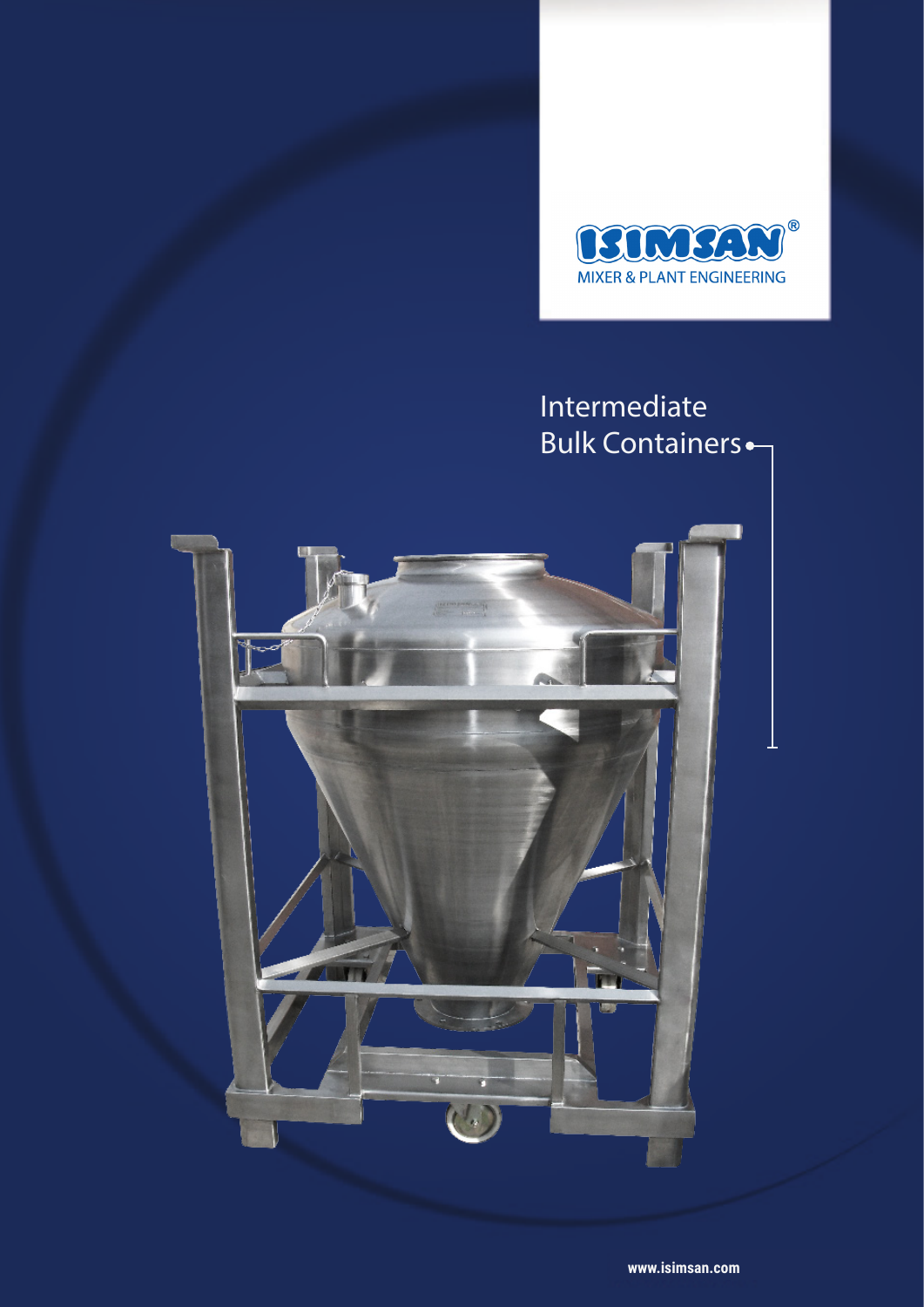ISIMSAN®

MIXER & PLANT ENGINEERING

# Intermediate Bulk Containers

www.isimsan.com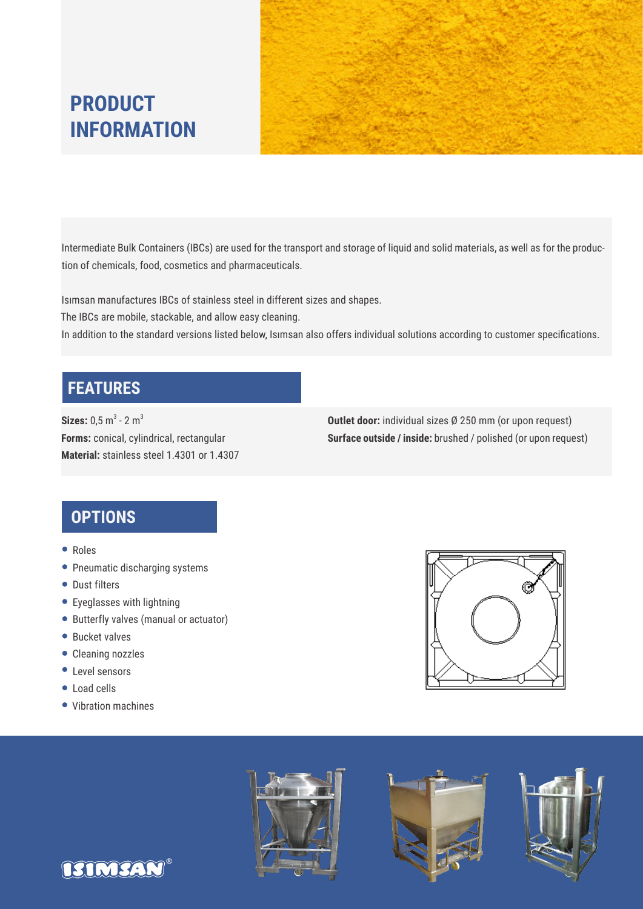# PRODUCT INFORMATION

Intermediate Bulk Containers (IBCs) are used for the transport and storage of liquid and solid materials, as well as for the production of chemicals, food, cosmetics and pharmaceuticals.

Isımsan manufactures IBCs of stainless steel in different sizes and shapes.
The IBCs are mobile, stackable, and allow easy cleaning.
In addition to the standard versions listed below, Isımsan also offers individual solutions according to customer specifications.

## FEATURES

**Sizes:** 0,5 $m^3$ - 2 $m^3$
**Forms:** conical, cylindrical, rectangular
**Material:** stainless steel 1.4301 or 1.4307

**Outlet door:** individual sizes Ø 250 mm (or upon request)
**Surface outside / inside:** brushed / polished (or upon request)

## OPTIONS

- Roles
- Pneumatic discharging systems
- Dust filters
- Eyeglasses with lightning
- Butterfly valves (manual or actuator)
- Bucket valves
- Cleaning nozzles
- Level sensors
- Load cells
- Vibration machines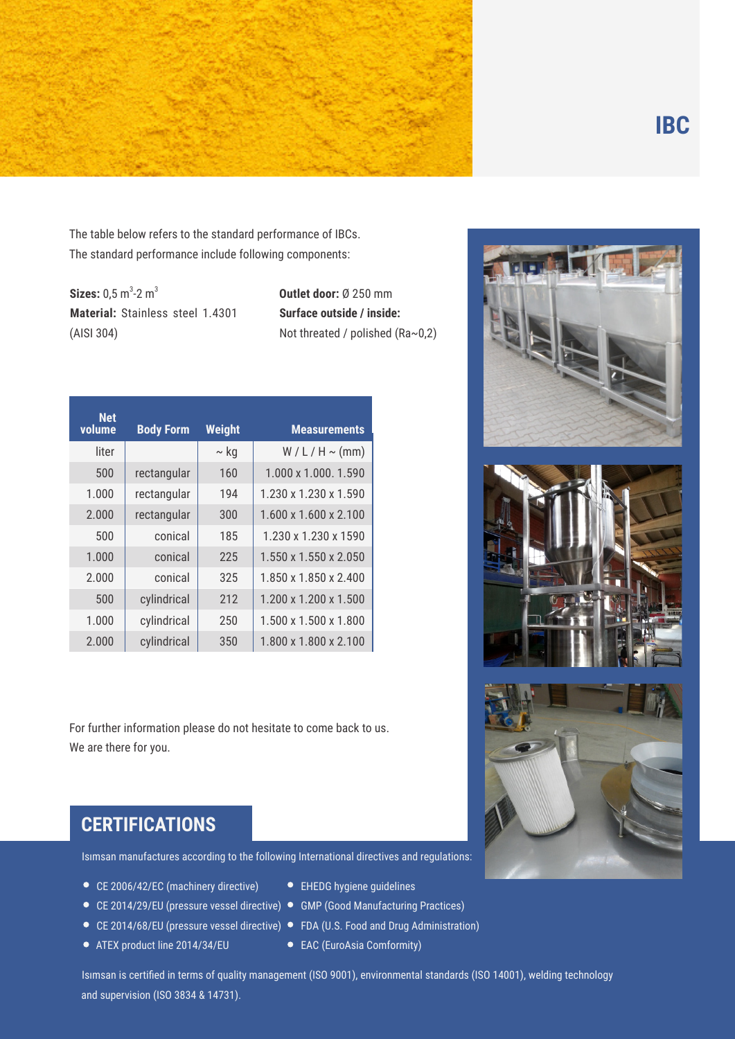# IBC

The table below refers to the standard performance of IBCs.
The standard performance include following components:

**Sizes:** 0,5 $m^3$-2 $m^3$
**Material:** Stainless steel 1.4301 (AISI 304)

**Outlet door:** Ø 250 mm
**Surface outside / inside:** Not threated / polished (Ra~0,2)

| Net volume | Body Form | Weight | Measurements |
|---|---|---|---|
| liter | | ~ kg | W / L / H ~ (mm) |
| 500 | rectangular | 160 | 1.000 x 1.000. 1.590 |
| 1.000 | rectangular | 194 | 1.230 x 1.230 x 1.590 |
| 2.000 | rectangular | 300 | 1.600 x 1.600 x 2.100 |
| 500 | conical | 185 | 1.230 x 1.230 x 1590 |
| 1.000 | conical | 225 | 1.550 x 1.550 x 2.050 |
| 2.000 | conical | 325 | 1.850 x 1.850 x 2.400 |
| 500 | cylindrical | 212 | 1.200 x 1.200 x 1.500 |
| 1.000 | cylindrical | 250 | 1.500 x 1.500 x 1.800 |
| 2.000 | cylindrical | 350 | 1.800 x 1.800 x 2.100 |

For further information please do not hesitate to come back to us.
We are there for you.

## CERTIFICATIONS

Isımsan manufactures according to the following International directives and regulations:

- CE 2006/42/EC (machinery directive)
- CE 2014/29/EU (pressure vessel directive)
- CE 2014/68/EU (pressure vessel directive)
- ATEX product line 2014/34/EU
- EHEDG hygiene guidelines
- GMP (Good Manufacturing Practices)
- FDA (U.S. Food and Drug Administration)
- EAC (EuroAsia Comformity)

Isımsan is certified in terms of quality management (ISO 9001), environmental standards (ISO 14001), welding technology and supervision (ISO 3834 & 14731).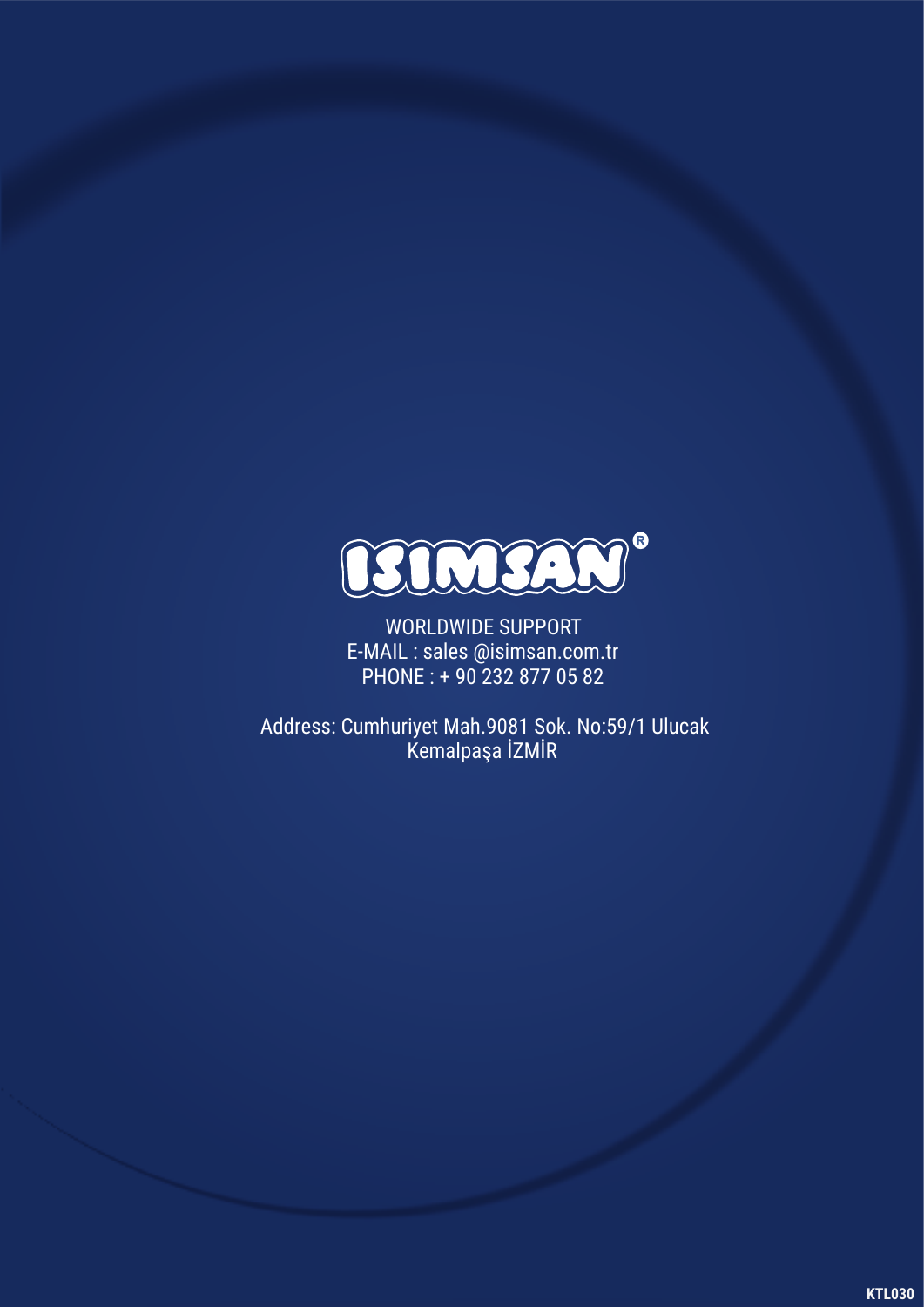ISIMSAN®

WORLDWIDE SUPPORT
E-MAIL : sales @isimsan.com.tr
PHONE : + 90 232 877 05 82

Address: Cumhuriyet Mah.9081 Sok. No:59/1 Ulucak
Kemalpaşa İZMİR

KTL030